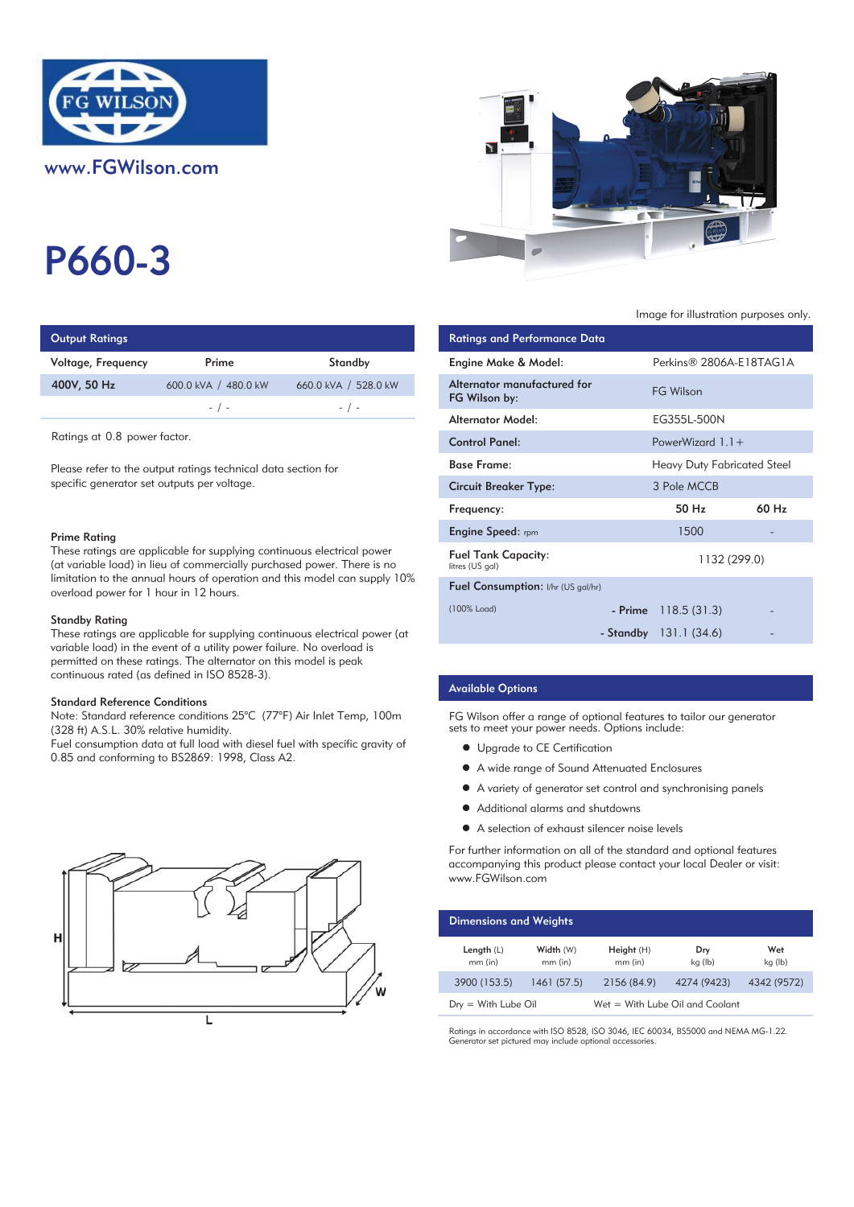FG WILSON

www.FGWilson.com

# P660-3

Image for illustration purposes only.

## Output Ratings

| Voltage, Frequency | Prime | Standby |
|---|---|---|
| 400V, 50 Hz | 600.0 kVA / 480.0 kW | 660.0 kVA / 528.0 kW |
| | - / - | - / - |

Ratings at 0.8 power factor.

Please refer to the output ratings technical data section for specific generator set outputs per voltage.

### Prime Rating

These ratings are applicable for supplying continuous electrical power (at variable load) in lieu of commercially purchased power. There is no limitation to the annual hours of operation and this model can supply 10% overload power for 1 hour in 12 hours.

### Standby Rating

These ratings are applicable for supplying continuous electrical power (at variable load) in the event of a utility power failure. No overload is permitted on these ratings. The alternator on this model is peak continuous rated (as defined in ISO 8528-3).

### Standard Reference Conditions

Note: Standard reference conditions 25°C (77°F) Air Inlet Temp, 100m (328 ft) A.S.L. 30% relative humidity.
Fuel consumption data at full load with diesel fuel with specific gravity of 0.85 and conforming to BS2869: 1998, Class A2.

## Ratings and Performance Data

| | | |
|---|---|---|
| Engine Make & Model: | Perkins® 2806A-E18TAG1A | |
| Alternator manufactured for FG Wilson by: | FG Wilson | |
| Alternator Model: | EG355L-500N | |
| Control Panel: | PowerWizard 1.1+ | |
| Base Frame: | Heavy Duty Fabricated Steel | |
| Circuit Breaker Type: | 3 Pole MCCB | |
| Frequency: | 50 Hz | 60 Hz |
| Engine Speed: rpm | 1500 | - |
| Fuel Tank Capacity: litres (US gal) | 1132 (299.0) | |
| Fuel Consumption: l/hr (US gal/hr) | | |
| (100% Load) - Prime | 118.5 (31.3) | - |
| - Standby | 131.1 (34.6) | - |

## Available Options

FG Wilson offer a range of optional features to tailor our generator sets to meet your power needs. Options include:

- Upgrade to CE Certification
- A wide range of Sound Attenuated Enclosures
- A variety of generator set control and synchronising panels
- Additional alarms and shutdowns
- A selection of exhaust silencer noise levels

For further information on all of the standard and optional features accompanying this product please contact your local Dealer or visit: www.FGWilson.com

## Dimensions and Weights

| Length (L) mm (in) | Width (W) mm (in) | Height (H) mm (in) | Dry kg (lb) | Wet kg (lb) |
|---|---|---|---|---|
| 3900 (153.5) | 1461 (57.5) | 2156 (84.9) | 4274 (9423) | 4342 (9572) |

Dry = With Lube Oil    Wet = With Lube Oil and Coolant

Ratings in accordance with ISO 8528, ISO 3046, IEC 60034, BS5000 and NEMA MG-1.22.
Generator set pictured may include optional accessories.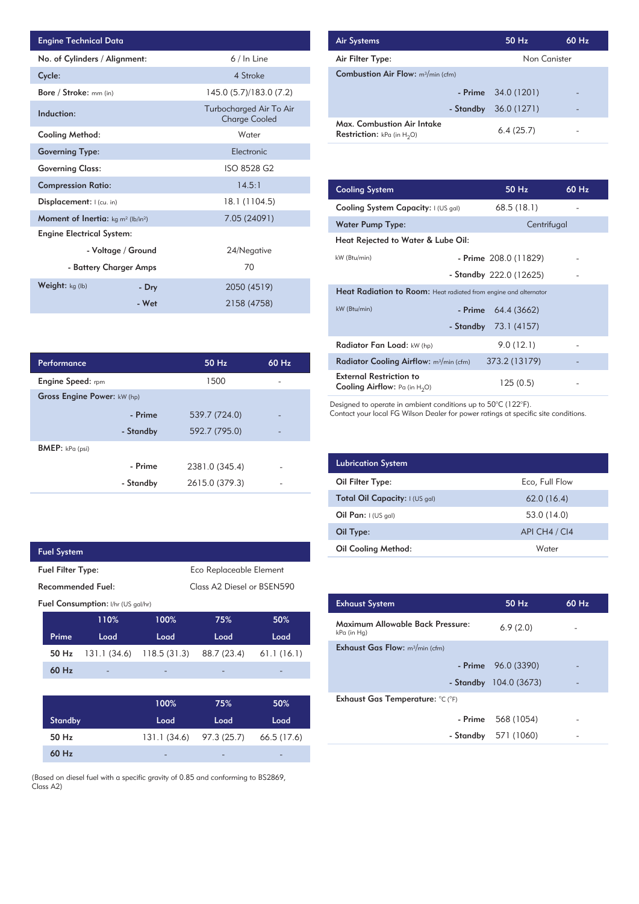| Engine Technical Data | | |
|---|---|---|
| No. of Cylinders / Alignment: | | 6 / In Line |
| Cycle: | | 4 Stroke |
| Bore / Stroke: mm (in) | | 145.0 (5.7)/183.0 (7.2) |
| Induction: | | Turbocharged Air To Air Charge Cooled |
| Cooling Method: | | Water |
| Governing Type: | | Electronic |
| Governing Class: | | ISO 8528 G2 |
| Compression Ratio: | | 14.5:1 |
| Displacement: l (cu. in) | | 18.1 (1104.5) |
| Moment of Inertia: kg m² (lb/in²) | | 7.05 (24091) |
| Engine Electrical System: | | |
| | - Voltage / Ground | 24/Negative |
| | - Battery Charger Amps | 70 |
| Weight: kg (lb) | - Dry | 2050 (4519) |
| | - Wet | 2158 (4758) |

| Performance | | 50 Hz | 60 Hz |
|---|---|---|---|
| Engine Speed: rpm | | 1500 | - |
| Gross Engine Power: kW (hp) | | | |
| | - Prime | 539.7 (724.0) | - |
| | - Standby | 592.7 (795.0) | - |
| BMEP: kPa (psi) | | | |
| | - Prime | 2381.0 (345.4) | - |
| | - Standby | 2615.0 (379.3) | - |

| Fuel System | |
|---|---|
| Fuel Filter Type: | Eco Replaceable Element |
| Recommended Fuel: | Class A2 Diesel or BSEN590 |

Fuel Consumption: l/hr (US gal/hr)

| Prime | 110% Load | 100% Load | 75% Load | 50% Load |
|---|---|---|---|---|
| 50 Hz | 131.1 (34.6) | 118.5 (31.3) | 88.7 (23.4) | 61.1 (16.1) |
| 60 Hz | - | - | - | - |

| Standby | 100% Load | 75% Load | 50% Load |
|---|---|---|---|
| 50 Hz | 131.1 (34.6) | 97.3 (25.7) | 66.5 (17.6) |
| 60 Hz | - | - | - |

(Based on diesel fuel with a specific gravity of 0.85 and conforming to BS2869, Class A2)

| Air Systems | | 50 Hz | 60 Hz |
|---|---|---|---|
| Air Filter Type: | | Non Canister | |
| Combustion Air Flow: m³/min (cfm) | | | |
| | - Prime | 34.0 (1201) | - |
| | - Standby | 36.0 (1271) | - |
| Max. Combustion Air Intake Restriction: kPa (in $H_2O$) | | 6.4 (25.7) | - |

| Cooling System | | 50 Hz | 60 Hz |
|---|---|---|---|
| Cooling System Capacity: l (US gal) | | 68.5 (18.1) | - |
| Water Pump Type: | | Centrifugal | |
| Heat Rejected to Water & Lube Oil: | | | |
| kW (Btu/min) | - Prime | 208.0 (11829) | - |
| | - Standby | 222.0 (12625) | - |
| Heat Radiation to Room: Heat radiated from engine and alternator | | | |
| kW (Btu/min) | - Prime | 64.4 (3662) | - |
| | - Standby | 73.1 (4157) | - |
| Radiator Fan Load: kW (hp) | | 9.0 (12.1) | - |
| Radiator Cooling Airflow: m³/min (cfm) | | 373.2 (13179) | - |
| External Restriction to Cooling Airflow: Pa (in $H_2O$) | | 125 (0.5) | - |

Designed to operate in ambient conditions up to 50°C (122°F).
Contact your local FG Wilson Dealer for power ratings at specific site conditions.

| Lubrication System | |
|---|---|
| Oil Filter Type: | Eco, Full Flow |
| Total Oil Capacity: l (US gal) | 62.0 (16.4) |
| Oil Pan: l (US gal) | 53.0 (14.0) |
| Oil Type: | API CH4 / CI4 |
| Oil Cooling Method: | Water |

| Exhaust System | | 50 Hz | 60 Hz |
|---|---|---|---|
| Maximum Allowable Back Pressure: kPa (in Hg) | | 6.9 (2.0) | - |
| Exhaust Gas Flow: m³/min (cfm) | | | |
| | - Prime | 96.0 (3390) | - |
| | - Standby | 104.0 (3673) | - |
| Exhaust Gas Temperature: °C (°F) | | | |
| | - Prime | 568 (1054) | - |
| | - Standby | 571 (1060) | - |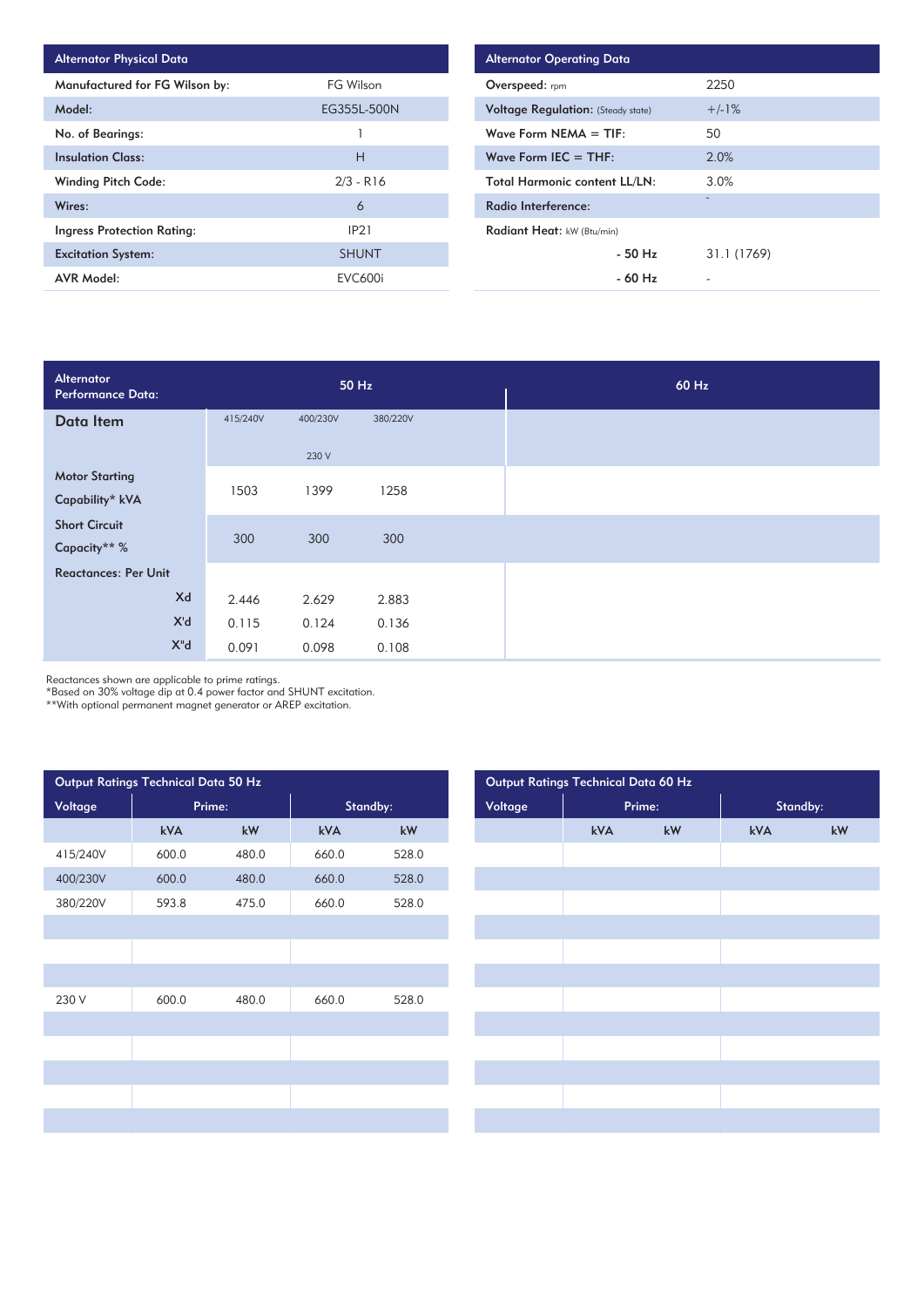| Alternator Physical Data | |
|---|---|
| Manufactured for FG Wilson by: | FG Wilson |
| Model: | EG355L-500N |
| No. of Bearings: | 1 |
| Insulation Class: | H |
| Winding Pitch Code: | 2/3 - R16 |
| Wires: | 6 |
| Ingress Protection Rating: | IP21 |
| Excitation System: | SHUNT |
| AVR Model: | EVC600i |

| Alternator Operating Data | |
|---|---|
| Overspeed: rpm | 2250 |
| Voltage Regulation: (Steady state) | +/-1% |
| Wave Form NEMA = TIF: | 50 |
| Wave Form IEC = THF: | 2.0% |
| Total Harmonic content LL/LN: | 3.0% |
| Radio Interference: | - |
| Radiant Heat: kW (Btu/min) | |
| - 50 Hz | 31.1 (1769) |
| - 60 Hz | - |

| Alternator Performance Data: | 50 Hz | | | 60 Hz |
|---|---|---|---|---|
| Data Item | 415/240V | 400/230V<br>230 V | 380/220V | |
| Motor Starting Capability* kVA | 1503 | 1399 | 1258 | |
| Short Circuit Capacity** % | 300 | 300 | 300 | |
| Reactances: Per Unit | | | | |
| Xd | 2.446 | 2.629 | 2.883 | |
| X'd | 0.115 | 0.124 | 0.136 | |
| X"d | 0.091 | 0.098 | 0.108 | |

Reactances shown are applicable to prime ratings.
*Based on 30% voltage dip at 0.4 power factor and SHUNT excitation.
**With optional permanent magnet generator or AREP excitation.

| Output Ratings Technical Data 50 Hz | | | | |
|---|---|---|---|---|
| Voltage | Prime: | | Standby: | |
| | kVA | kW | kVA | kW |
| 415/240V | 600.0 | 480.0 | 660.0 | 528.0 |
| 400/230V | 600.0 | 480.0 | 660.0 | 528.0 |
| 380/220V | 593.8 | 475.0 | 660.0 | 528.0 |
| 230 V | 600.0 | 480.0 | 660.0 | 528.0 |

| Output Ratings Technical Data 60 Hz | | | | |
|---|---|---|---|---|
| Voltage | Prime: | | Standby: | |
| | kVA | kW | kVA | kW |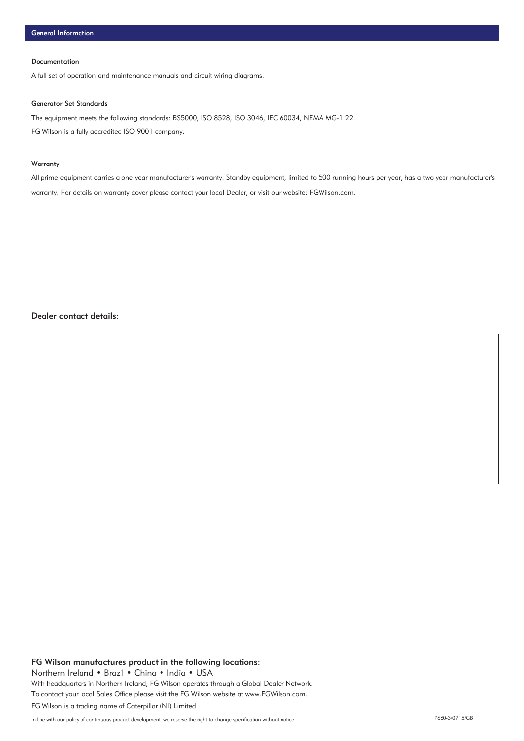## General Information

### Documentation

A full set of operation and maintenance manuals and circuit wiring diagrams.

### Generator Set Standards

The equipment meets the following standards: BS5000, ISO 8528, ISO 3046, IEC 60034, NEMA MG-1.22.

FG Wilson is a fully accredited ISO 9001 company.

### Warranty

All prime equipment carries a one year manufacturer's warranty. Standby equipment, limited to 500 running hours per year, has a two year manufacturer's warranty. For details on warranty cover please contact your local Dealer, or visit our website: FGWilson.com.

### Dealer contact details:

### FG Wilson manufactures product in the following locations:

Northern Ireland • Brazil • China • India • USA

With headquarters in Northern Ireland, FG Wilson operates through a Global Dealer Network.

To contact your local Sales Office please visit the FG Wilson website at www.FGWilson.com.

FG Wilson is a trading name of Caterpillar (NI) Limited.

In line with our policy of continuous product development, we reserve the right to change specification without notice.

P660-3/0715/GB